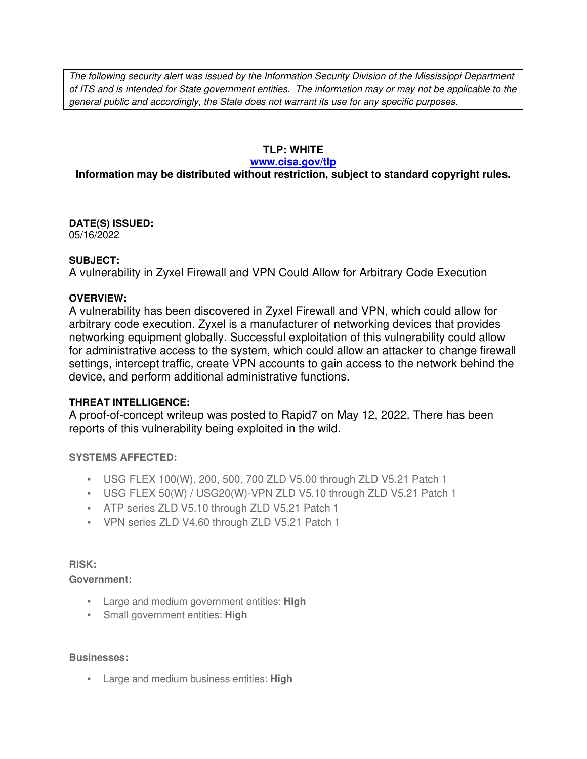*The following security alert was issued by the Information Security Division of the Mississippi Department of ITS and is intended for State government entities. The information may or may not be applicable to the general public and accordingly, the State does not warrant its use for any specific purposes.*

**TLP: WHITE**

**[www.cisa.gov/tlp](www.cisa.gov/tlp)**

**Information may be distributed without restriction, subject to standard copyright rules.**

**DATE(S) ISSUED:**
05/16/2022

**SUBJECT:**
A vulnerability in Zyxel Firewall and VPN Could Allow for Arbitrary Code Execution

**OVERVIEW:**
A vulnerability has been discovered in Zyxel Firewall and VPN, which could allow for arbitrary code execution. Zyxel is a manufacturer of networking devices that provides networking equipment globally. Successful exploitation of this vulnerability could allow for administrative access to the system, which could allow an attacker to change firewall settings, intercept traffic, create VPN accounts to gain access to the network behind the device, and perform additional administrative functions.

**THREAT INTELLIGENCE:**
A proof-of-concept writeup was posted to Rapid7 on May 12, 2022. There has been reports of this vulnerability being exploited in the wild.

**SYSTEMS AFFECTED:**

- USG FLEX 100(W), 200, 500, 700 ZLD V5.00 through ZLD V5.21 Patch 1
- USG FLEX 50(W) / USG20(W)-VPN ZLD V5.10 through ZLD V5.21 Patch 1
- ATP series ZLD V5.10 through ZLD V5.21 Patch 1
- VPN series ZLD V4.60 through ZLD V5.21 Patch 1

**RISK:**

**Government:**

- Large and medium government entities: **High**
- Small government entities: **High**

**Businesses:**

- Large and medium business entities: **High**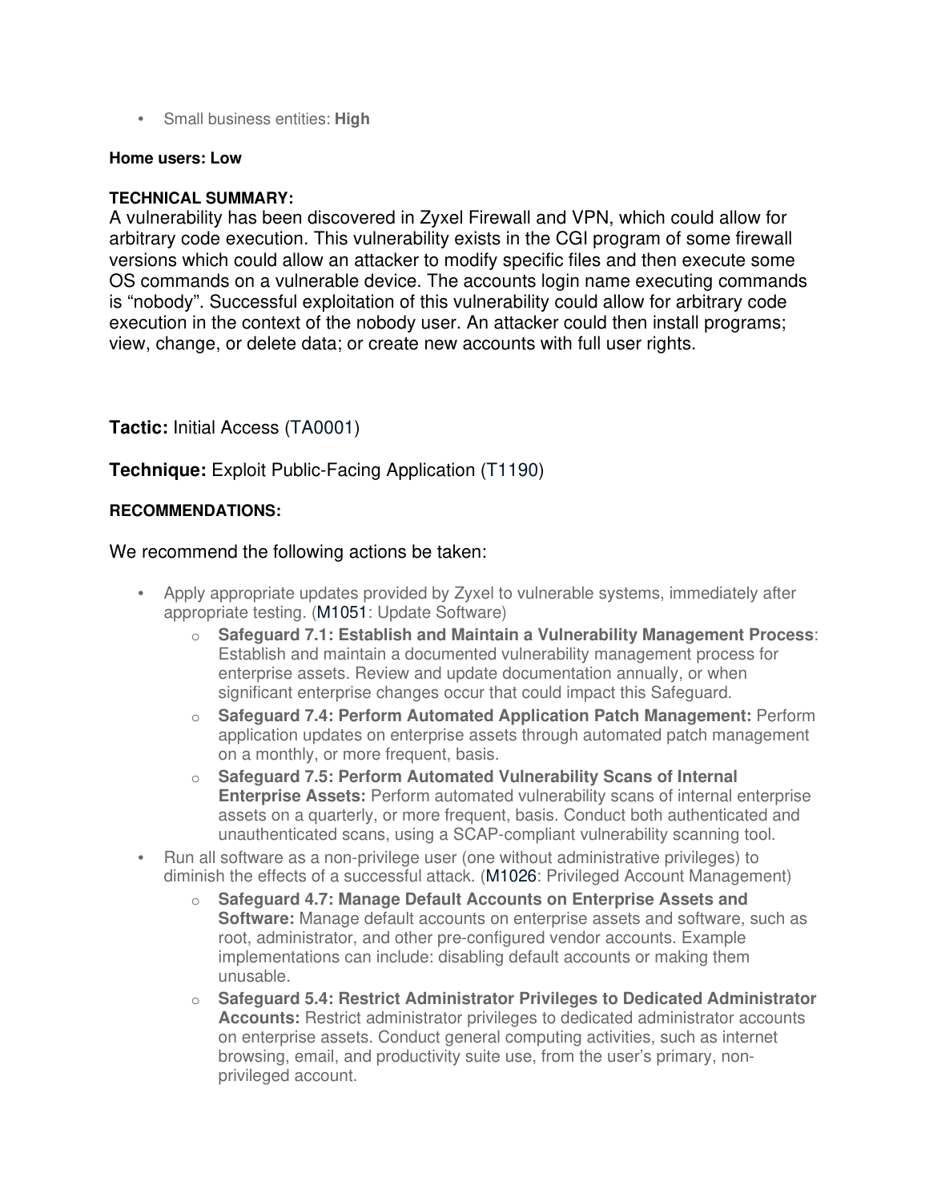- Small business entities: **High**

**Home users: Low**

**TECHNICAL SUMMARY:**

A vulnerability has been discovered in Zyxel Firewall and VPN, which could allow for arbitrary code execution. This vulnerability exists in the CGI program of some firewall versions which could allow an attacker to modify specific files and then execute some OS commands on a vulnerable device. The accounts login name executing commands is "nobody". Successful exploitation of this vulnerability could allow for arbitrary code execution in the context of the nobody user. An attacker could then install programs; view, change, or delete data; or create new accounts with full user rights.

**Tactic:** Initial Access (TA0001)

**Technique:** Exploit Public-Facing Application (T1190)

**RECOMMENDATIONS:**

We recommend the following actions be taken:

- Apply appropriate updates provided by Zyxel to vulnerable systems, immediately after appropriate testing. (M1051: Update Software)
  - **Safeguard 7.1: Establish and Maintain a Vulnerability Management Process**: Establish and maintain a documented vulnerability management process for enterprise assets. Review and update documentation annually, or when significant enterprise changes occur that could impact this Safeguard.
  - **Safeguard 7.4: Perform Automated Application Patch Management:** Perform application updates on enterprise assets through automated patch management on a monthly, or more frequent, basis.
  - **Safeguard 7.5: Perform Automated Vulnerability Scans of Internal Enterprise Assets:** Perform automated vulnerability scans of internal enterprise assets on a quarterly, or more frequent, basis. Conduct both authenticated and unauthenticated scans, using a SCAP-compliant vulnerability scanning tool.
- Run all software as a non-privilege user (one without administrative privileges) to diminish the effects of a successful attack. (M1026: Privileged Account Management)
  - **Safeguard 4.7: Manage Default Accounts on Enterprise Assets and Software:** Manage default accounts on enterprise assets and software, such as root, administrator, and other pre-configured vendor accounts. Example implementations can include: disabling default accounts or making them unusable.
  - **Safeguard 5.4: Restrict Administrator Privileges to Dedicated Administrator Accounts:** Restrict administrator privileges to dedicated administrator accounts on enterprise assets. Conduct general computing activities, such as internet browsing, email, and productivity suite use, from the user's primary, non-privileged account.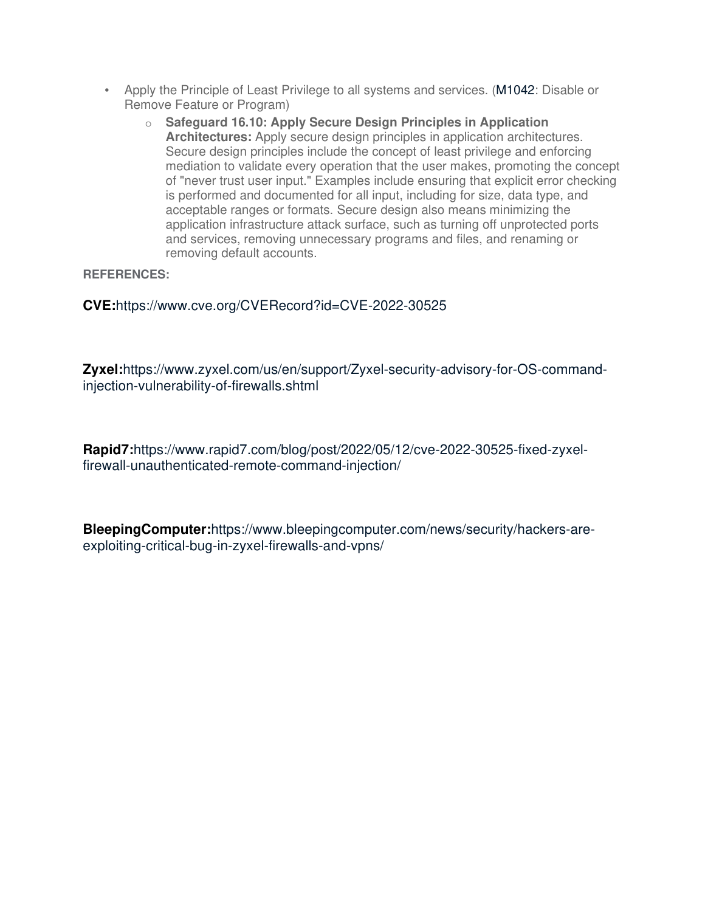- Apply the Principle of Least Privilege to all systems and services. (M1042: Disable or Remove Feature or Program)
    - **Safeguard 16.10: Apply Secure Design Principles in Application Architectures:** Apply secure design principles in application architectures. Secure design principles include the concept of least privilege and enforcing mediation to validate every operation that the user makes, promoting the concept of "never trust user input." Examples include ensuring that explicit error checking is performed and documented for all input, including for size, data type, and acceptable ranges or formats. Secure design also means minimizing the application infrastructure attack surface, such as turning off unprotected ports and services, removing unnecessary programs and files, and renaming or removing default accounts.

**REFERENCES:**

**CVE:**https://www.cve.org/CVERecord?id=CVE-2022-30525

**Zyxel:**https://www.zyxel.com/us/en/support/Zyxel-security-advisory-for-OS-command-injection-vulnerability-of-firewalls.shtml

**Rapid7:**https://www.rapid7.com/blog/post/2022/05/12/cve-2022-30525-fixed-zyxel-firewall-unauthenticated-remote-command-injection/

**BleepingComputer:**https://www.bleepingcomputer.com/news/security/hackers-are-exploiting-critical-bug-in-zyxel-firewalls-and-vpns/